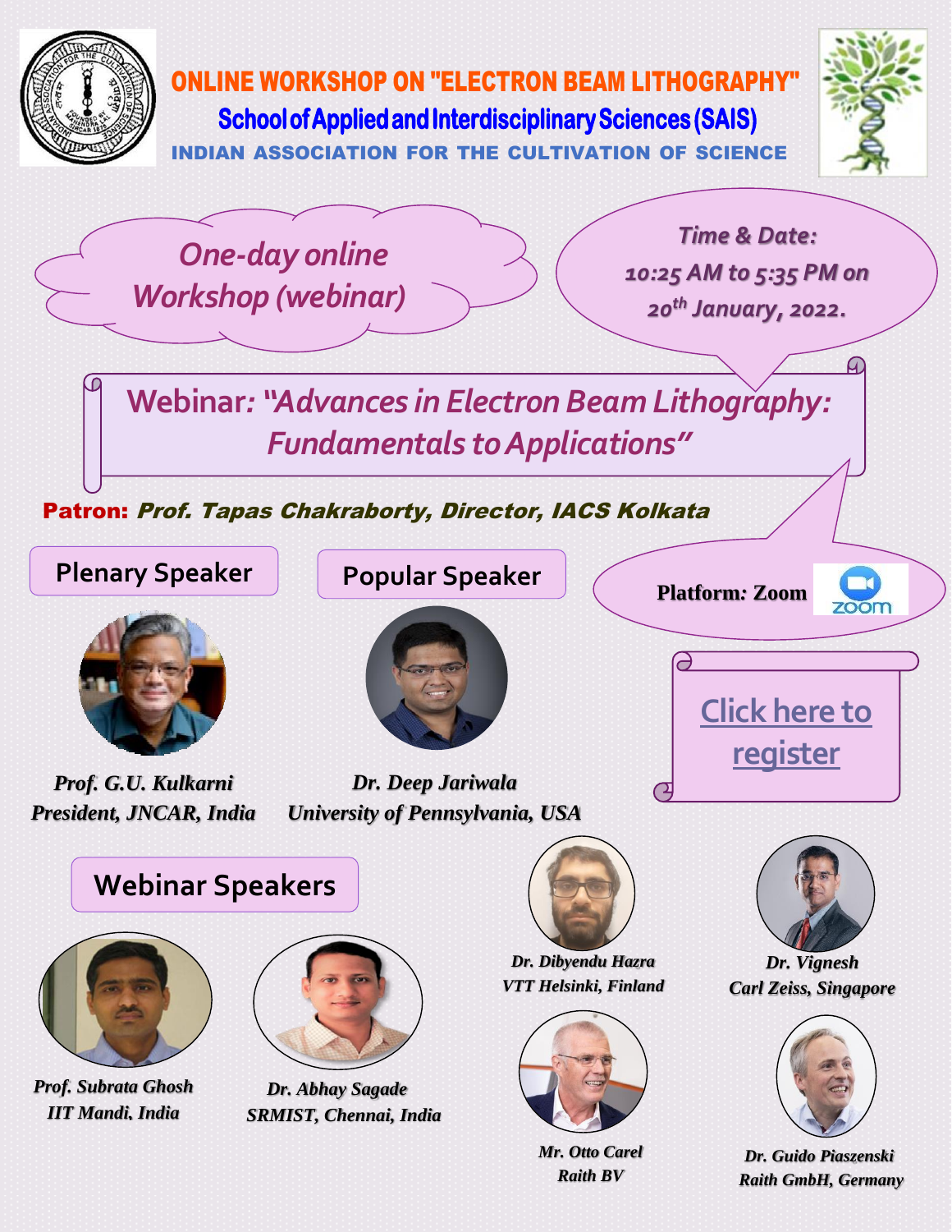# ONLINE WORKSHOP ON "ELECTRON BEAM LITHOGRAPHY"

## School of Applied and Interdisciplinary Sciences (SAIS)

### INDIAN ASSOCIATION FOR THE CULTIVATION OF SCIENCE

*One-day online Workshop (webinar)*

**Time & Date:** *10:25 AM to 5:35 PM on 20th January, 2022.*

## Webinar: *"Advances in Electron Beam Lithography: Fundamentals to Applications"*

**Patron:** ***Prof. Tapas Chakraborty, Director, IACS Kolkata***

**Platform: Zoom**

Click here to register

### Plenary Speaker

***Prof. G.U. Kulkarni***
***President, JNCAR, India***

### Popular Speaker

***Dr. Deep Jariwala***
***University of Pennsylvania, USA***

### Webinar Speakers

***Prof. Subrata Ghosh***
***IIT Mandi, India***

***Dr. Abhay Sagade***
***SRMIST, Chennai, India***

***Dr. Dibyendu Hazra***
***VTT Helsinki, Finland***

***Dr. Vignesh***
***Carl Zeiss, Singapore***

***Mr. Otto Carel***
***Raith BV***

***Dr. Guido Piaszenski***
***Raith GmbH, Germany***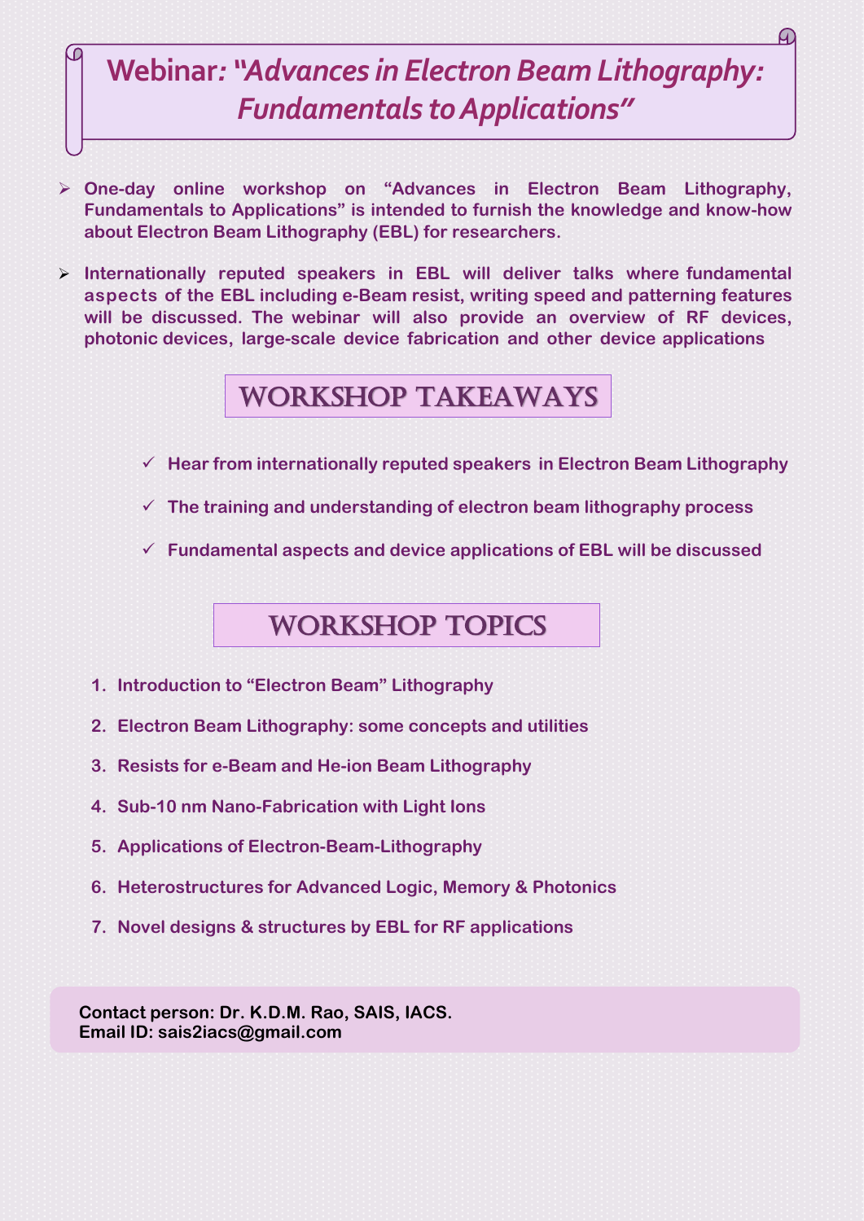# Webinar: *"Advances in Electron Beam Lithography: Fundamentals to Applications"*

- **One-day online workshop on "Advances in Electron Beam Lithography, Fundamentals to Applications" is intended to furnish the knowledge and know-how about Electron Beam Lithography (EBL) for researchers.**
- **Internationally reputed speakers in EBL will deliver talks where fundamental aspects of the EBL including e-Beam resist, writing speed and patterning features will be discussed. The webinar will also provide an overview of RF devices, photonic devices, large-scale device fabrication and other device applications**

## WORKSHOP TAKEAWAYS

- ✓ **Hear from internationally reputed speakers in Electron Beam Lithography**
- ✓ **The training and understanding of electron beam lithography process**
- ✓ **Fundamental aspects and device applications of EBL will be discussed**

## WORKSHOP TOPICS

1. **Introduction to "Electron Beam" Lithography**
2. **Electron Beam Lithography: some concepts and utilities**
3. **Resists for e-Beam and He-ion Beam Lithography**
4. **Sub-10 nm Nano-Fabrication with Light Ions**
5. **Applications of Electron-Beam-Lithography**
6. **Heterostructures for Advanced Logic, Memory & Photonics**
7. **Novel designs & structures by EBL for RF applications**

**Contact person: Dr. K.D.M. Rao, SAIS, IACS.**
**Email ID: sais2iacs@gmail.com**